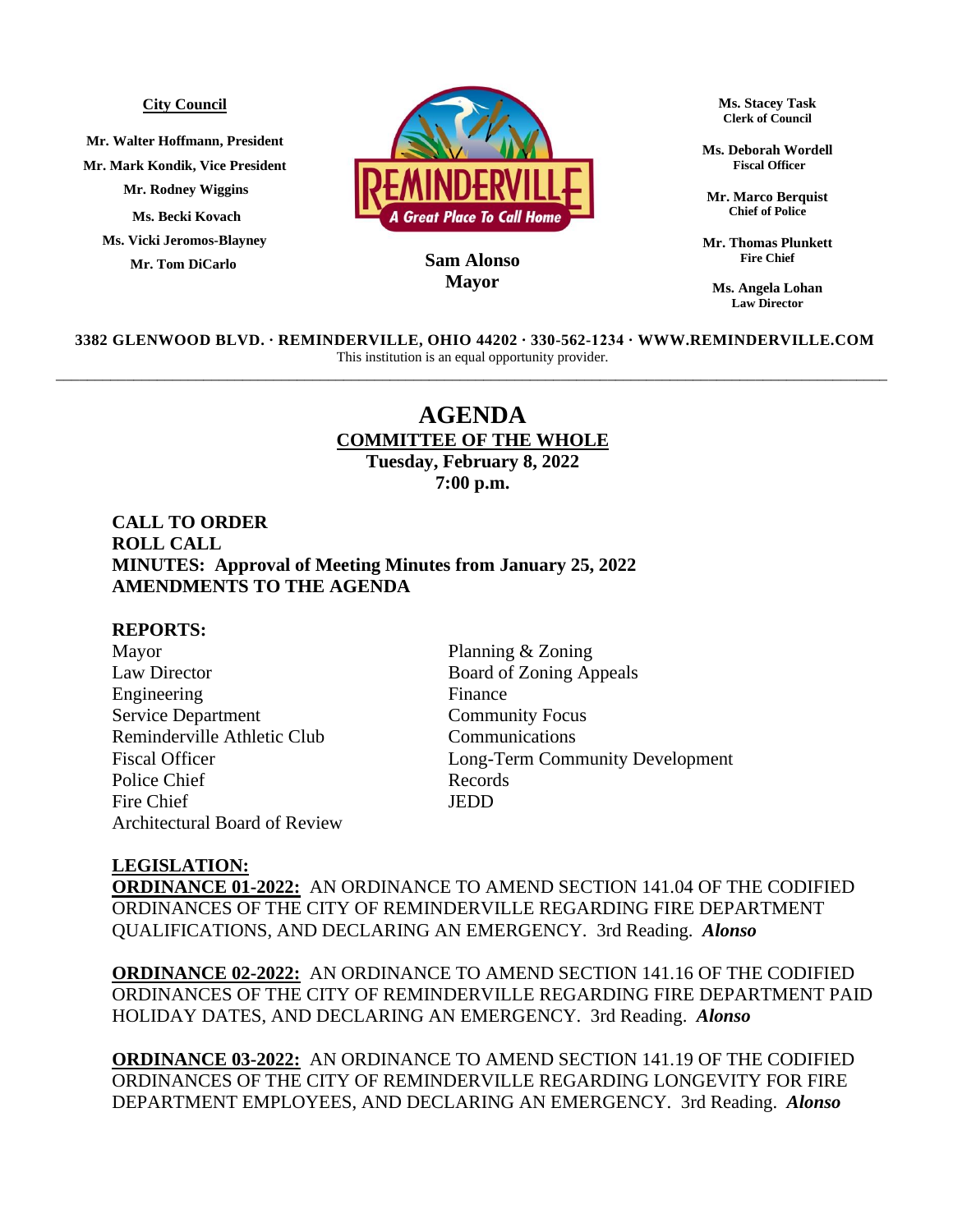**City Council**

Mr. Walter Hoffmann, President
Mr. Mark Kondik, Vice President
Mr. Rodney Wiggins
Ms. Becki Kovach
Ms. Vicki Jeromos-Blayney
Mr. Tom DiCarlo

REMINDERVILLE
A Great Place To Call Home

**Sam Alonso**
**Mayor**

**Ms. Stacey Task**
**Clerk of Council**

**Ms. Deborah Wordell**
**Fiscal Officer**

**Mr. Marco Berquist**
**Chief of Police**

**Mr. Thomas Plunkett**
**Fire Chief**

**Ms. Angela Lohan**
**Law Director**

**3382 GLENWOOD BLVD. · REMINDERVILLE, OHIO 44202 · 330-562-1234 · WWW.REMINDERVILLE.COM**
This institution is an equal opportunity provider.

---

# AGENDA

## COMMITTEE OF THE WHOLE

**Tuesday, February 8, 2022**
**7:00 p.m.**

**CALL TO ORDER**
**ROLL CALL**
**MINUTES: Approval of Meeting Minutes from January 25, 2022**
**AMENDMENTS TO THE AGENDA**

**REPORTS:**

Mayor
Law Director
Engineering
Service Department
Reminderville Athletic Club
Fiscal Officer
Police Chief
Fire Chief
Architectural Board of Review
Planning & Zoning
Board of Zoning Appeals
Finance
Community Focus
Communications
Long-Term Community Development
Records
JEDD

**LEGISLATION:**

**ORDINANCE 01-2022:** AN ORDINANCE TO AMEND SECTION 141.04 OF THE CODIFIED ORDINANCES OF THE CITY OF REMINDERVILLE REGARDING FIRE DEPARTMENT QUALIFICATIONS, AND DECLARING AN EMERGENCY. 3rd Reading. ***Alonso***

**ORDINANCE 02-2022:** AN ORDINANCE TO AMEND SECTION 141.16 OF THE CODIFIED ORDINANCES OF THE CITY OF REMINDERVILLE REGARDING FIRE DEPARTMENT PAID HOLIDAY DATES, AND DECLARING AN EMERGENCY. 3rd Reading. ***Alonso***

**ORDINANCE 03-2022:** AN ORDINANCE TO AMEND SECTION 141.19 OF THE CODIFIED ORDINANCES OF THE CITY OF REMINDERVILLE REGARDING LONGEVITY FOR FIRE DEPARTMENT EMPLOYEES, AND DECLARING AN EMERGENCY. 3rd Reading. ***Alonso***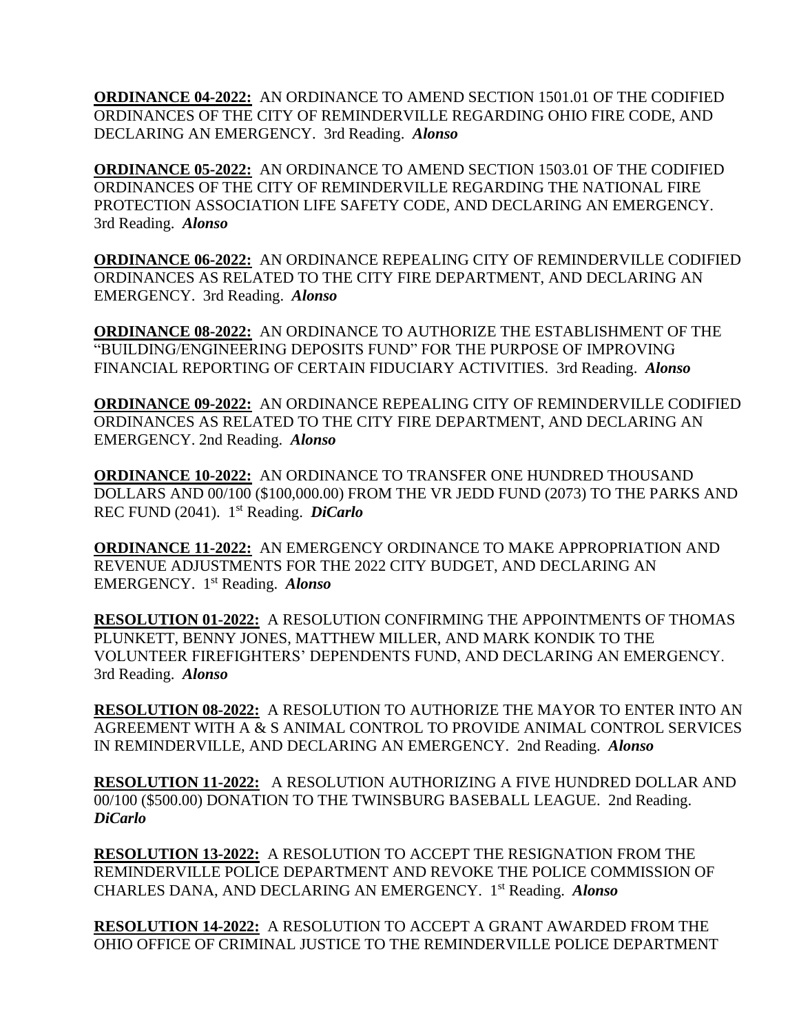**ORDINANCE 04-2022:** AN ORDINANCE TO AMEND SECTION 1501.01 OF THE CODIFIED ORDINANCES OF THE CITY OF REMINDERVILLE REGARDING OHIO FIRE CODE, AND DECLARING AN EMERGENCY. 3rd Reading. ***Alonso***

**ORDINANCE 05-2022:** AN ORDINANCE TO AMEND SECTION 1503.01 OF THE CODIFIED ORDINANCES OF THE CITY OF REMINDERVILLE REGARDING THE NATIONAL FIRE PROTECTION ASSOCIATION LIFE SAFETY CODE, AND DECLARING AN EMERGENCY. 3rd Reading. ***Alonso***

**ORDINANCE 06-2022:** AN ORDINANCE REPEALING CITY OF REMINDERVILLE CODIFIED ORDINANCES AS RELATED TO THE CITY FIRE DEPARTMENT, AND DECLARING AN EMERGENCY. 3rd Reading. ***Alonso***

**ORDINANCE 08-2022:** AN ORDINANCE TO AUTHORIZE THE ESTABLISHMENT OF THE "BUILDING/ENGINEERING DEPOSITS FUND" FOR THE PURPOSE OF IMPROVING FINANCIAL REPORTING OF CERTAIN FIDUCIARY ACTIVITIES. 3rd Reading. ***Alonso***

**ORDINANCE 09-2022:** AN ORDINANCE REPEALING CITY OF REMINDERVILLE CODIFIED ORDINANCES AS RELATED TO THE CITY FIRE DEPARTMENT, AND DECLARING AN EMERGENCY. 2nd Reading. ***Alonso***

**ORDINANCE 10-2022:** AN ORDINANCE TO TRANSFER ONE HUNDRED THOUSAND DOLLARS AND 00/100 ($100,000.00) FROM THE VR JEDD FUND (2073) TO THE PARKS AND REC FUND (2041). 1st Reading. ***DiCarlo***

**ORDINANCE 11-2022:** AN EMERGENCY ORDINANCE TO MAKE APPROPRIATION AND REVENUE ADJUSTMENTS FOR THE 2022 CITY BUDGET, AND DECLARING AN EMERGENCY. 1st Reading. ***Alonso***

**RESOLUTION 01-2022:** A RESOLUTION CONFIRMING THE APPOINTMENTS OF THOMAS PLUNKETT, BENNY JONES, MATTHEW MILLER, AND MARK KONDIK TO THE VOLUNTEER FIREFIGHTERS' DEPENDENTS FUND, AND DECLARING AN EMERGENCY. 3rd Reading. ***Alonso***

**RESOLUTION 08-2022:** A RESOLUTION TO AUTHORIZE THE MAYOR TO ENTER INTO AN AGREEMENT WITH A & S ANIMAL CONTROL TO PROVIDE ANIMAL CONTROL SERVICES IN REMINDERVILLE, AND DECLARING AN EMERGENCY. 2nd Reading. ***Alonso***

**RESOLUTION 11-2022:** A RESOLUTION AUTHORIZING A FIVE HUNDRED DOLLAR AND 00/100 ($500.00) DONATION TO THE TWINSBURG BASEBALL LEAGUE. 2nd Reading. ***DiCarlo***

**RESOLUTION 13-2022:** A RESOLUTION TO ACCEPT THE RESIGNATION FROM THE REMINDERVILLE POLICE DEPARTMENT AND REVOKE THE POLICE COMMISSION OF CHARLES DANA, AND DECLARING AN EMERGENCY. 1st Reading. ***Alonso***

**RESOLUTION 14-2022:** A RESOLUTION TO ACCEPT A GRANT AWARDED FROM THE OHIO OFFICE OF CRIMINAL JUSTICE TO THE REMINDERVILLE POLICE DEPARTMENT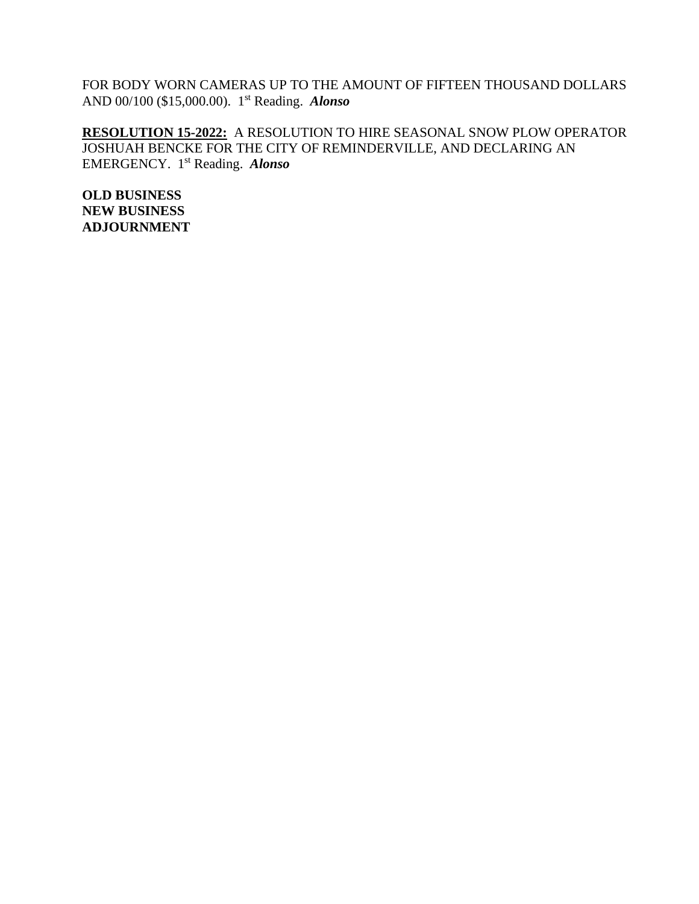FOR BODY WORN CAMERAS UP TO THE AMOUNT OF FIFTEEN THOUSAND DOLLARS AND 00/100 ($15,000.00). 1st Reading. ***Alonso***

**RESOLUTION 15-2022:** A RESOLUTION TO HIRE SEASONAL SNOW PLOW OPERATOR JOSHUAH BENCKE FOR THE CITY OF REMINDERVILLE, AND DECLARING AN EMERGENCY. 1st Reading. ***Alonso***

**OLD BUSINESS**
**NEW BUSINESS**
**ADJOURNMENT**